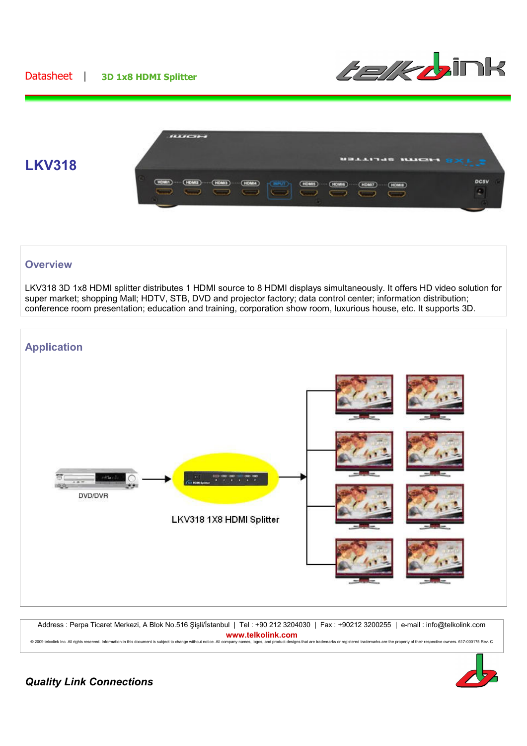Datasheet | **3D 1x8 HDMI Splitter**

# LKV318

## Overview

LKV318 3D 1x8 HDMI splitter distributes 1 HDMI source to 8 HDMI displays simultaneously. It offers HD video solution for super market; shopping Mall; HDTV, STB, DVD and projector factory; data control center; information distribution; conference room presentation; education and training, corporation show room, luxurious house, etc. It supports 3D.

## Application

DVD/DVR

LKV318 1X8 HDMI Splitter

Address : Perpa Ticaret Merkezi, A Blok No.516 Şişli/İstanbul | Tel : +90 212 3204030 | Fax : +90212 3200255 | e-mail : info@telkolink.com

www.telkolink.com

© 2009 telcolink Inc. All rights reserved. Information in this document is subject to change without notice. All company names, logos, and product designs that are trademarks or registered trademarks are the property of their respective owners. 617-000175 Rev. C

*Quality Link Connections*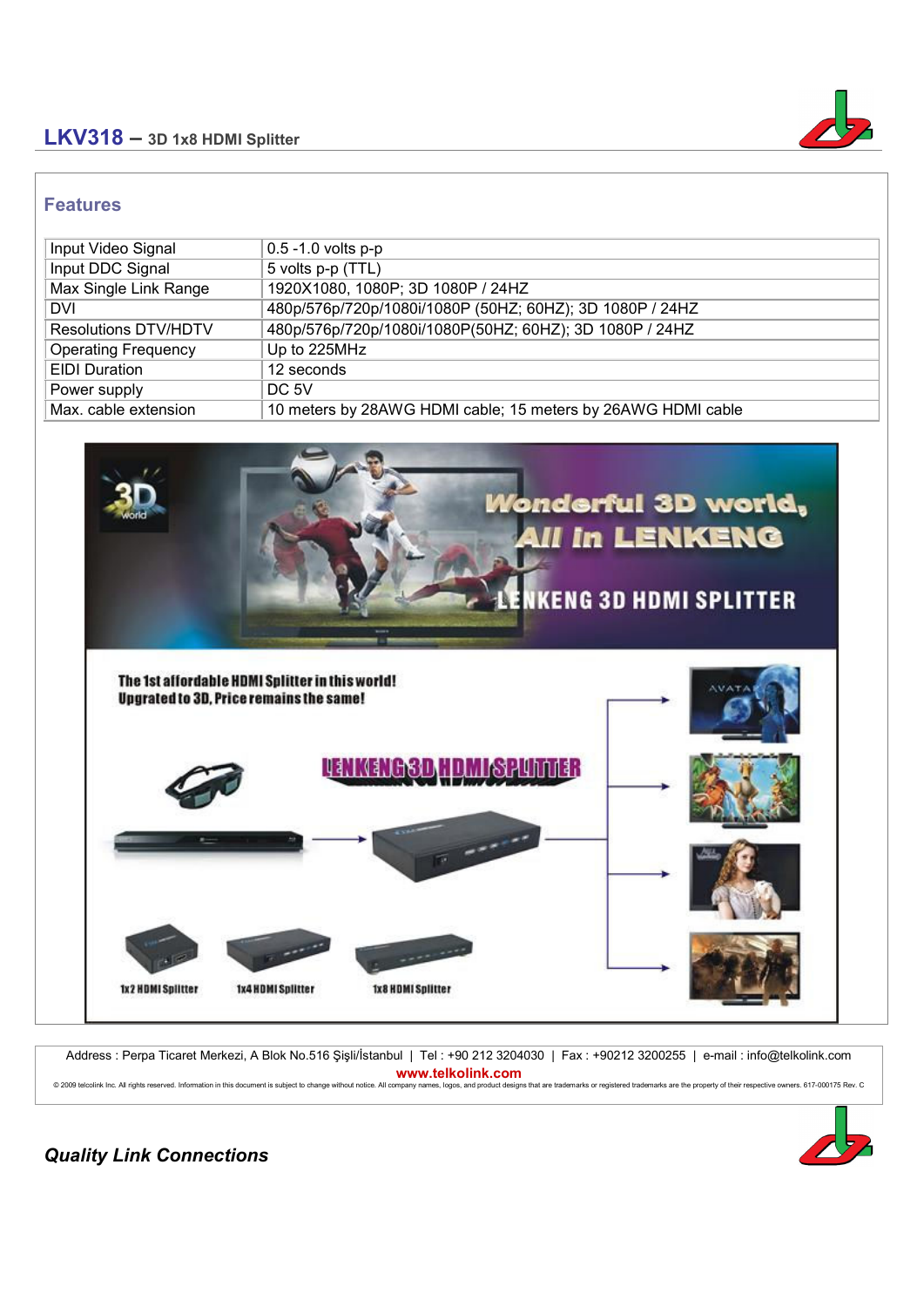## Features

| Input Video Signal | 0.5 -1.0 volts p-p |
|---|---|
| Input DDC Signal | 5 volts p-p (TTL) |
| Max Single Link Range | 1920X1080, 1080P; 3D 1080P / 24HZ |
| DVI | 480p/576p/720p/1080i/1080P (50HZ; 60HZ); 3D 1080P / 24HZ |
| Resolutions DTV/HDTV | 480p/576p/720p/1080i/1080P(50HZ; 60HZ); 3D 1080P / 24HZ |
| Operating Frequency | Up to 225MHz |
| EIDI Duration | 12 seconds |
| Power supply | DC 5V |
| Max. cable extension | 10 meters by 28AWG HDMI cable; 15 meters by 26AWG HDMI cable |

Address : Perpa Ticaret Merkezi, A Blok No.516 Şişli/İstanbul | Tel : +90 212 3204030 | Fax : +90212 3200255 | e-mail : info@telkolink.com

www.telkolink.com

© 2009 telcolink Inc. All rights reserved. Information in this document is subject to change without notice. All company names, logos, and product designs that are trademarks or registered trademarks are the property of their respective owners. 617-000175 Rev. C

***Quality Link Connections***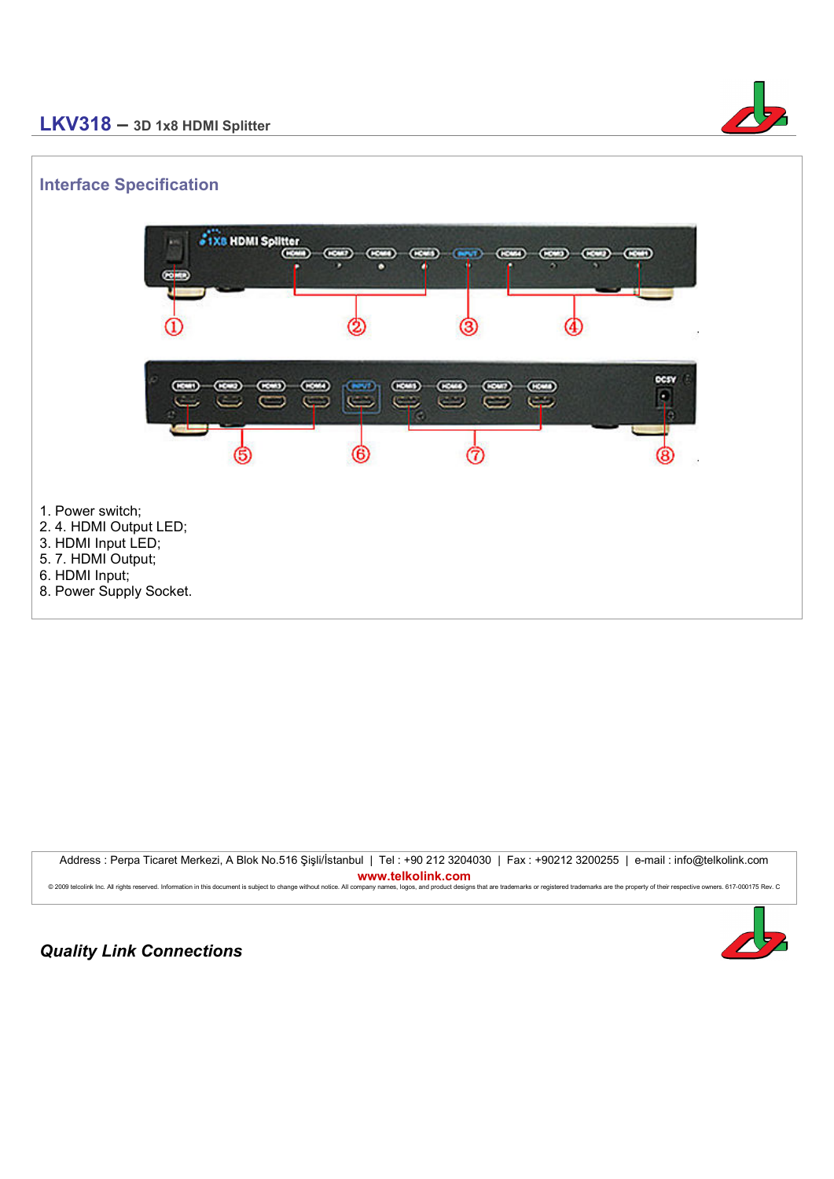## Interface Specification

1. Power switch;
2. 4. HDMI Output LED;
3. HDMI Input LED;
5. 7. HDMI Output;
6. HDMI Input;
8. Power Supply Socket.

Address : Perpa Ticaret Merkezi, A Blok No.516 Şişli/İstanbul | Tel : +90 212 3204030 | Fax : +90212 3200255 | e-mail : info@telkolink.com

**www.telkolink.com**

© 2009 telcolink Inc. All rights reserved. Information in this document is subject to change without notice. All company names, logos, and product designs that are trademarks or registered trademarks are the property of their respective owners. 617-000175 Rev. C

***Quality Link Connections***